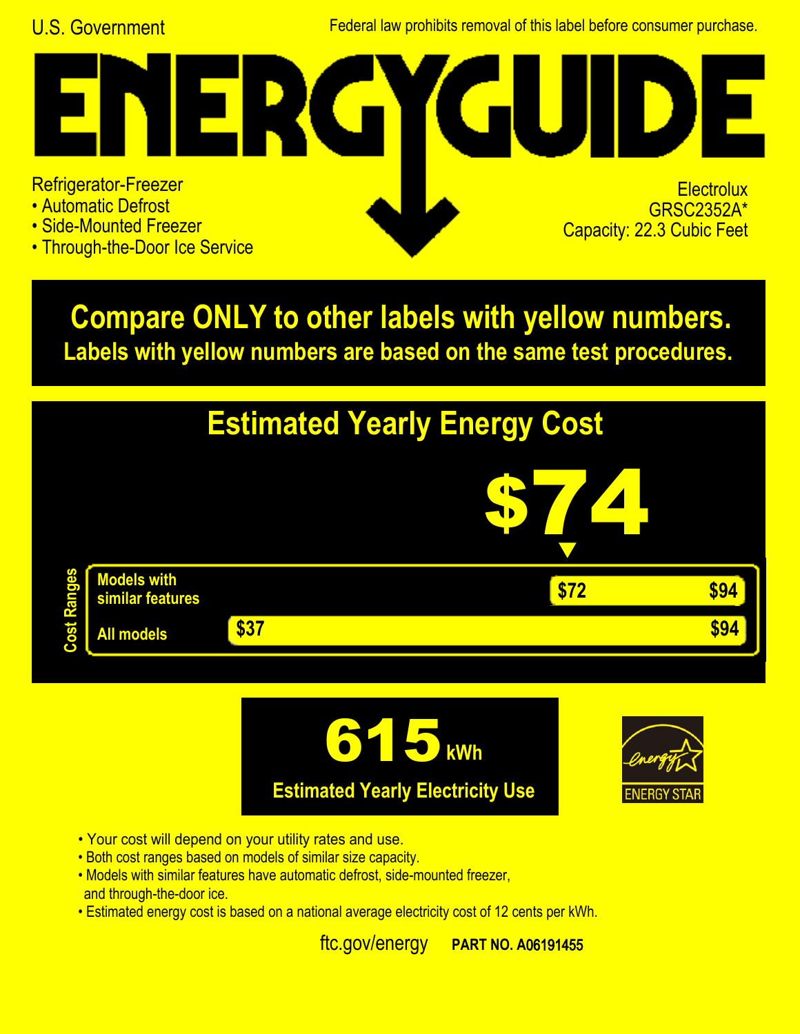U.S. Government

Federal law prohibits removal of this label before consumer purchase.

# ENERGYGUIDE

Refrigerator-Freezer
- Automatic Defrost
- Side-Mounted Freezer
- Through-the-Door Ice Service

Electrolux
GRSC2352A*
Capacity: 22.3 Cubic Feet

**Compare ONLY to other labels with yellow numbers.**
**Labels with yellow numbers are based on the same test procedures.**

## Estimated Yearly Energy Cost

# $74

Cost Ranges

| | | |
|---|---|---|
| Models with similar features | $72 | $94 |
| All models | $37 | $94 |

# 615 kWh

**Estimated Yearly Electricity Use**

ENERGY STAR

- Your cost will depend on your utility rates and use.
- Both cost ranges based on models of similar size capacity.
- Models with similar features have automatic defrost, side-mounted freezer, and through-the-door ice.
- Estimated energy cost is based on a national average electricity cost of 12 cents per kWh.

ftc.gov/energy **PART NO. A06191455**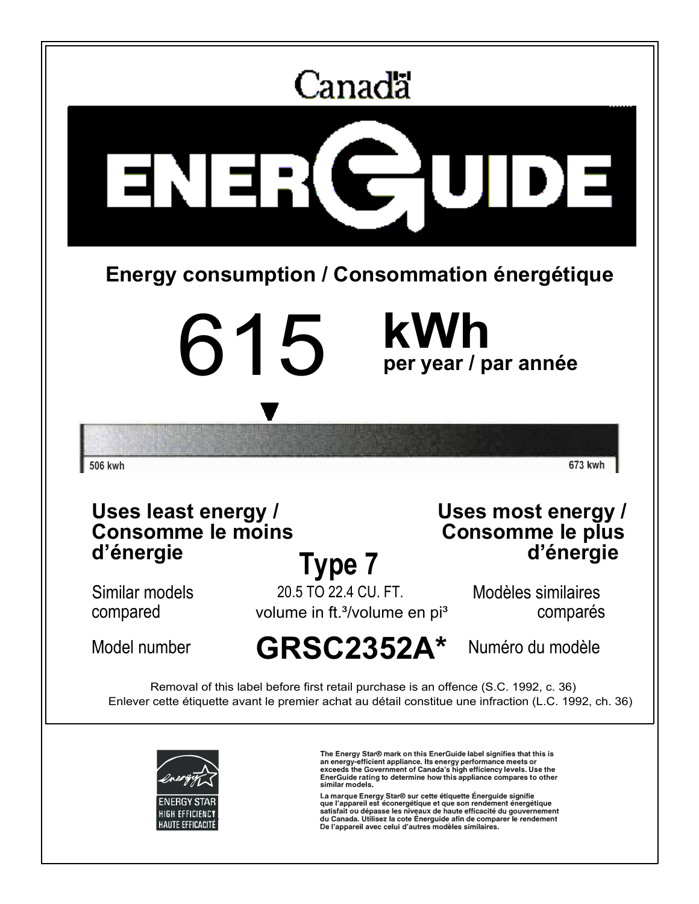Canadä

# ENERGUIDE

## Energy consumption / Consommation énergétique

# 615 kWh

**per year / par année**

506 kwh

673 kwh

**Uses least energy / Consomme le moins d'énergie**

**Uses most energy / Consomme le plus d'énergie**

## Type 7

Similar models compared

20.5 TO 22.4 CU. FT.
volume in ft.³/volume en pi³

Modèles similaires comparés

Model number

**GRSC2352A***

Numéro du modèle

Removal of this label before first retail purchase is an offence (S.C. 1992, c. 36)
Enlever cette étiquette avant le premier achat au détail constitue une infraction (L.C. 1992, ch. 36)

ENERGY STAR
HIGH EFFICIENCY
HAUTE EFFICACITÉ

**The Energy Star® mark on this EnerGuide label signifies that this is an energy-efficient appliance. Its energy performance meets or exceeds the Government of Canada's high efficiency levels. Use the EnerGuide rating to determine how this appliance compares to other similar models.**

**La marque Energy Star® sur cette étiquette Énerguide signifie que l'appareil est éconergétique et que son rendement énergétique satisfait ou dépasse les niveaux de haute efficacité du gouvernement du Canada. Utilisez la cote Énerguide afin de comparer le rendement De l'appareil avec celui d'autres modèles similaires.**